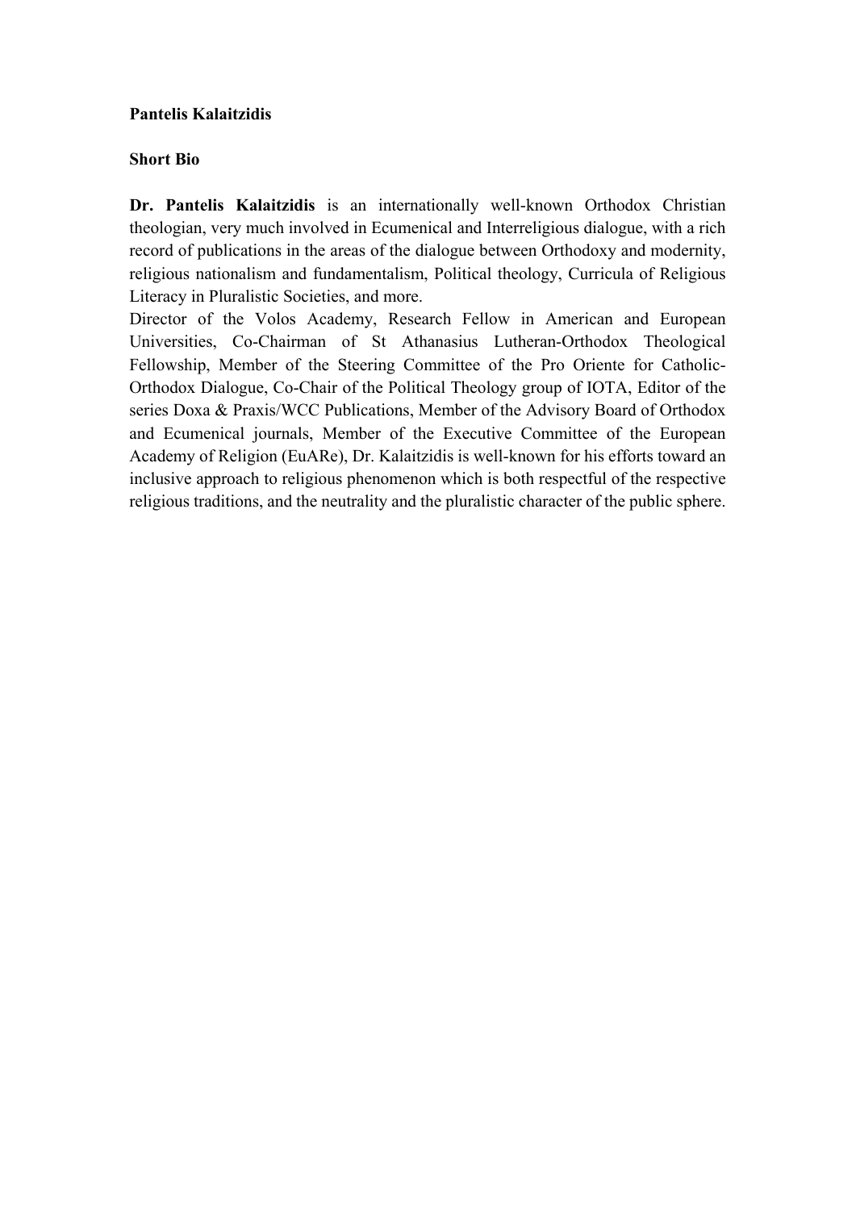**Pantelis Kalaitzidis**

**Short Bio**

**Dr. Pantelis Kalaitzidis** is an internationally well-known Orthodox Christian theologian, very much involved in Ecumenical and Interreligious dialogue, with a rich record of publications in the areas of the dialogue between Orthodoxy and modernity, religious nationalism and fundamentalism, Political theology, Curricula of Religious Literacy in Pluralistic Societies, and more.

Director of the Volos Academy, Research Fellow in American and European Universities, Co-Chairman of St Athanasius Lutheran-Orthodox Theological Fellowship, Member of the Steering Committee of the Pro Oriente for Catholic-Orthodox Dialogue, Co-Chair of the Political Theology group of IOTA, Editor of the series Doxa & Praxis/WCC Publications, Member of the Advisory Board of Orthodox and Ecumenical journals, Member of the Executive Committee of the European Academy of Religion (EuARe), Dr. Kalaitzidis is well-known for his efforts toward an inclusive approach to religious phenomenon which is both respectful of the respective religious traditions, and the neutrality and the pluralistic character of the public sphere.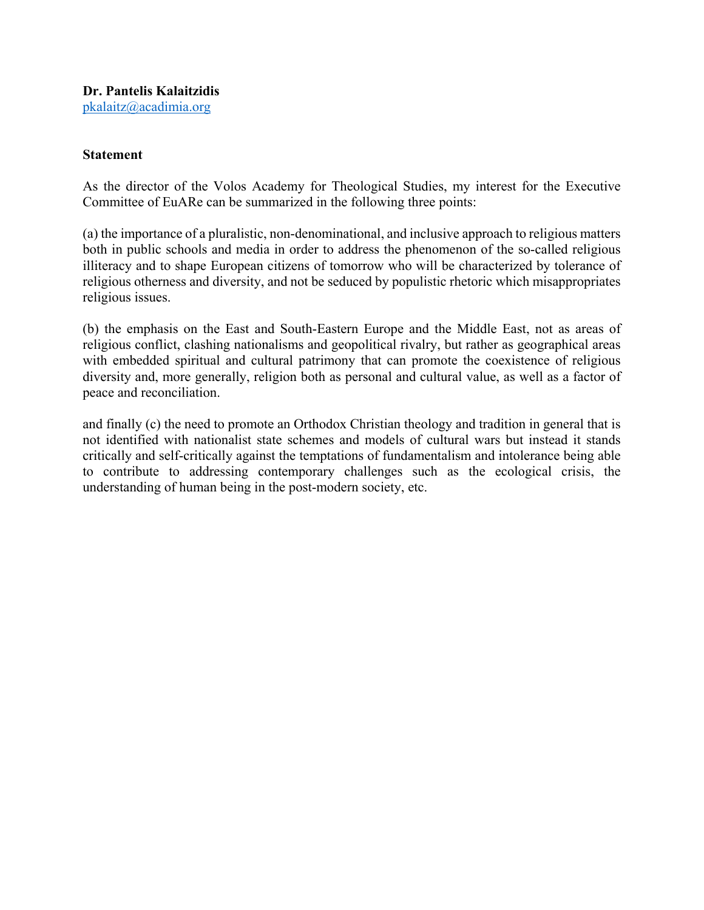**Dr. Pantelis Kalaitzidis**
pkalaitz@acadimia.org

**Statement**

As the director of the Volos Academy for Theological Studies, my interest for the Executive Committee of EuARe can be summarized in the following three points:

(a) the importance of a pluralistic, non-denominational, and inclusive approach to religious matters both in public schools and media in order to address the phenomenon of the so-called religious illiteracy and to shape European citizens of tomorrow who will be characterized by tolerance of religious otherness and diversity, and not be seduced by populistic rhetoric which misappropriates religious issues.

(b) the emphasis on the East and South-Eastern Europe and the Middle East, not as areas of religious conflict, clashing nationalisms and geopolitical rivalry, but rather as geographical areas with embedded spiritual and cultural patrimony that can promote the coexistence of religious diversity and, more generally, religion both as personal and cultural value, as well as a factor of peace and reconciliation.

and finally (c) the need to promote an Orthodox Christian theology and tradition in general that is not identified with nationalist state schemes and models of cultural wars but instead it stands critically and self-critically against the temptations of fundamentalism and intolerance being able to contribute to addressing contemporary challenges such as the ecological crisis, the understanding of human being in the post-modern society, etc.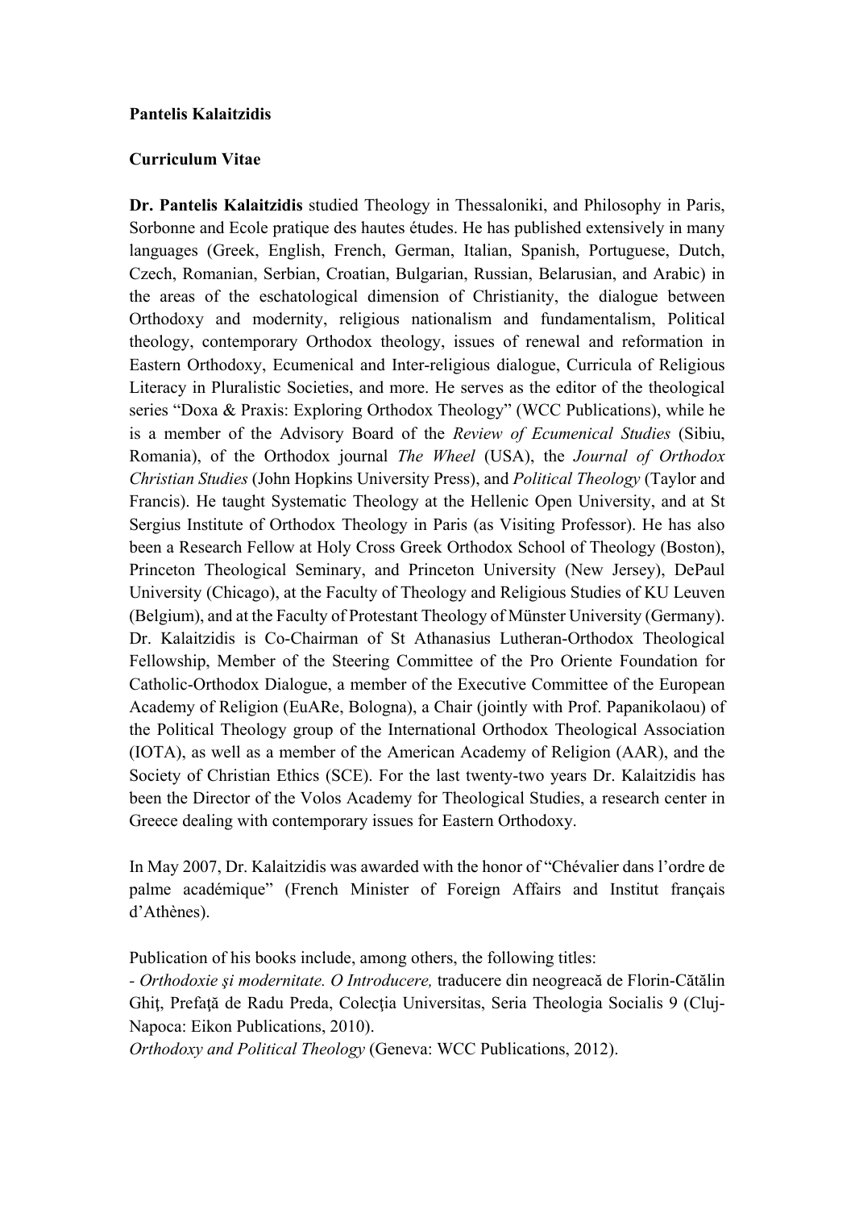**Pantelis Kalaitzidis**

**Curriculum Vitae**

**Dr. Pantelis Kalaitzidis** studied Theology in Thessaloniki, and Philosophy in Paris, Sorbonne and Ecole pratique des hautes études. He has published extensively in many languages (Greek, English, French, German, Italian, Spanish, Portuguese, Dutch, Czech, Romanian, Serbian, Croatian, Bulgarian, Russian, Belarusian, and Arabic) in the areas of the eschatological dimension of Christianity, the dialogue between Orthodoxy and modernity, religious nationalism and fundamentalism, Political theology, contemporary Orthodox theology, issues of renewal and reformation in Eastern Orthodoxy, Ecumenical and Inter-religious dialogue, Curricula of Religious Literacy in Pluralistic Societies, and more. He serves as the editor of the theological series "Doxa & Praxis: Exploring Orthodox Theology" (WCC Publications), while he is a member of the Advisory Board of the *Review of Ecumenical Studies* (Sibiu, Romania), of the Orthodox journal *The Wheel* (USA), the *Journal of Orthodox Christian Studies* (John Hopkins University Press), and *Political Theology* (Taylor and Francis). He taught Systematic Theology at the Hellenic Open University, and at St Sergius Institute of Orthodox Theology in Paris (as Visiting Professor). He has also been a Research Fellow at Holy Cross Greek Orthodox School of Theology (Boston), Princeton Theological Seminary, and Princeton University (New Jersey), DePaul University (Chicago), at the Faculty of Theology and Religious Studies of KU Leuven (Belgium), and at the Faculty of Protestant Theology of Münster University (Germany). Dr. Kalaitzidis is Co-Chairman of St Athanasius Lutheran-Orthodox Theological Fellowship, Member of the Steering Committee of the Pro Oriente Foundation for Catholic-Orthodox Dialogue, a member of the Executive Committee of the European Academy of Religion (EuARe, Bologna), a Chair (jointly with Prof. Papanikolaou) of the Political Theology group of the International Orthodox Theological Association (IOTA), as well as a member of the American Academy of Religion (AAR), and the Society of Christian Ethics (SCE). For the last twenty-two years Dr. Kalaitzidis has been the Director of the Volos Academy for Theological Studies, a research center in Greece dealing with contemporary issues for Eastern Orthodoxy.

In May 2007, Dr. Kalaitzidis was awarded with the honor of "Chévalier dans l'ordre de palme académique" (French Minister of Foreign Affairs and Institut français d'Athènes).

Publication of his books include, among others, the following titles:

- *Orthodoxie şi modernitate. O Introducere,* traducere din neogreacă de Florin-Cătălin Ghiţ, Prefaţă de Radu Preda, Colecţia Universitas, Seria Theologia Socialis 9 (Cluj-Napoca: Eikon Publications, 2010).

*Orthodoxy and Political Theology* (Geneva: WCC Publications, 2012).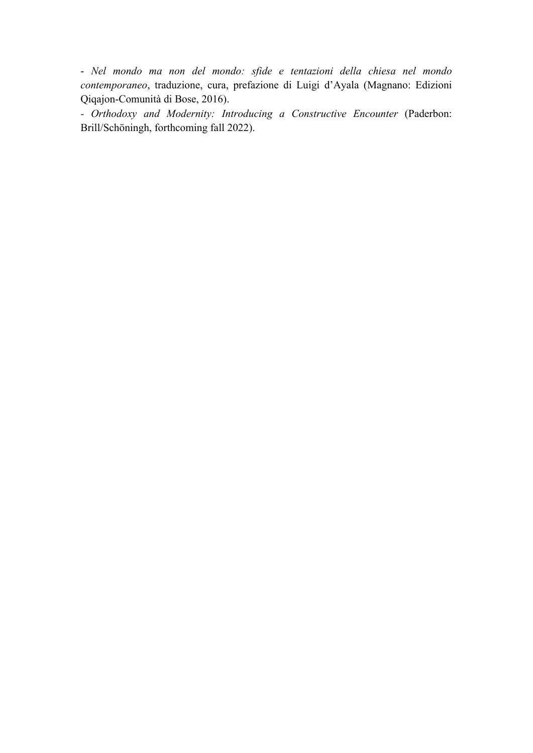- *Nel mondo ma non del mondo: sfide e tentazioni della chiesa nel mondo contemporaneo*, traduzione, cura, prefazione di Luigi d'Ayala (Magnano: Edizioni Qiqajon-Comunità di Bose, 2016).
- *Orthodoxy and Modernity: Introducing a Constructive Encounter* (Paderbon: Brill/Schöningh, forthcoming fall 2022).